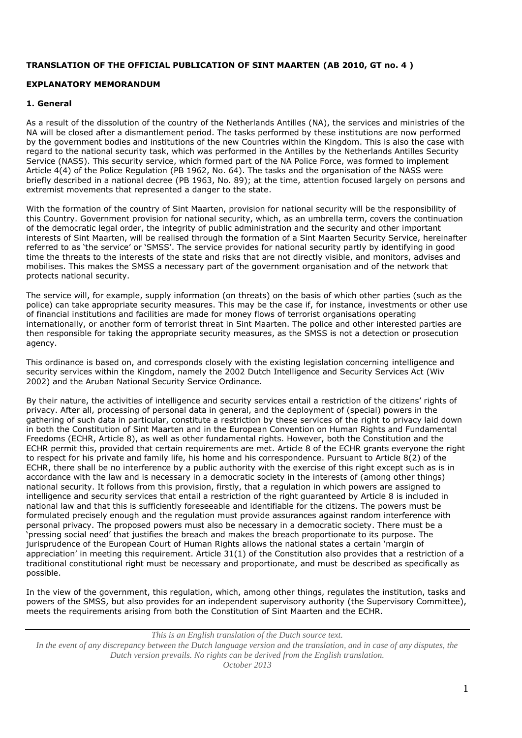**TRANSLATION OF THE OFFICIAL PUBLICATION OF SINT MAARTEN (AB 2010, GT no. 4 )**

**EXPLANATORY MEMORANDUM**

**1. General**

As a result of the dissolution of the country of the Netherlands Antilles (NA), the services and ministries of the NA will be closed after a dismantlement period. The tasks performed by these institutions are now performed by the government bodies and institutions of the new Countries within the Kingdom. This is also the case with regard to the national security task, which was performed in the Antilles by the Netherlands Antilles Security Service (NASS). This security service, which formed part of the NA Police Force, was formed to implement Article 4(4) of the Police Regulation (PB 1962, No. 64). The tasks and the organisation of the NASS were briefly described in a national decree (PB 1963, No. 89); at the time, attention focused largely on persons and extremist movements that represented a danger to the state.

With the formation of the country of Sint Maarten, provision for national security will be the responsibility of this Country. Government provision for national security, which, as an umbrella term, covers the continuation of the democratic legal order, the integrity of public administration and the security and other important interests of Sint Maarten, will be realised through the formation of a Sint Maarten Security Service, hereinafter referred to as 'the service' or 'SMSS'. The service provides for national security partly by identifying in good time the threats to the interests of the state and risks that are not directly visible, and monitors, advises and mobilises. This makes the SMSS a necessary part of the government organisation and of the network that protects national security.

The service will, for example, supply information (on threats) on the basis of which other parties (such as the police) can take appropriate security measures. This may be the case if, for instance, investments or other use of financial institutions and facilities are made for money flows of terrorist organisations operating internationally, or another form of terrorist threat in Sint Maarten. The police and other interested parties are then responsible for taking the appropriate security measures, as the SMSS is not a detection or prosecution agency.

This ordinance is based on, and corresponds closely with the existing legislation concerning intelligence and security services within the Kingdom, namely the 2002 Dutch Intelligence and Security Services Act (Wiv 2002) and the Aruban National Security Service Ordinance.

By their nature, the activities of intelligence and security services entail a restriction of the citizens' rights of privacy. After all, processing of personal data in general, and the deployment of (special) powers in the gathering of such data in particular, constitute a restriction by these services of the right to privacy laid down in both the Constitution of Sint Maarten and in the European Convention on Human Rights and Fundamental Freedoms (ECHR, Article 8), as well as other fundamental rights. However, both the Constitution and the ECHR permit this, provided that certain requirements are met. Article 8 of the ECHR grants everyone the right to respect for his private and family life, his home and his correspondence. Pursuant to Article 8(2) of the ECHR, there shall be no interference by a public authority with the exercise of this right except such as is in accordance with the law and is necessary in a democratic society in the interests of (among other things) national security. It follows from this provision, firstly, that a regulation in which powers are assigned to intelligence and security services that entail a restriction of the right guaranteed by Article 8 is included in national law and that this is sufficiently foreseeable and identifiable for the citizens. The powers must be formulated precisely enough and the regulation must provide assurances against random interference with personal privacy. The proposed powers must also be necessary in a democratic society. There must be a 'pressing social need' that justifies the breach and makes the breach proportionate to its purpose. The jurisprudence of the European Court of Human Rights allows the national states a certain 'margin of appreciation' in meeting this requirement. Article 31(1) of the Constitution also provides that a restriction of a traditional constitutional right must be necessary and proportionate, and must be described as specifically as possible.

In the view of the government, this regulation, which, among other things, regulates the institution, tasks and powers of the SMSS, but also provides for an independent supervisory authority (the Supervisory Committee), meets the requirements arising from both the Constitution of Sint Maarten and the ECHR.

*This is an English translation of the Dutch source text.*
*In the event of any discrepancy between the Dutch language version and the translation, and in case of any disputes, the Dutch version prevails. No rights can be derived from the English translation.*
*October 2013*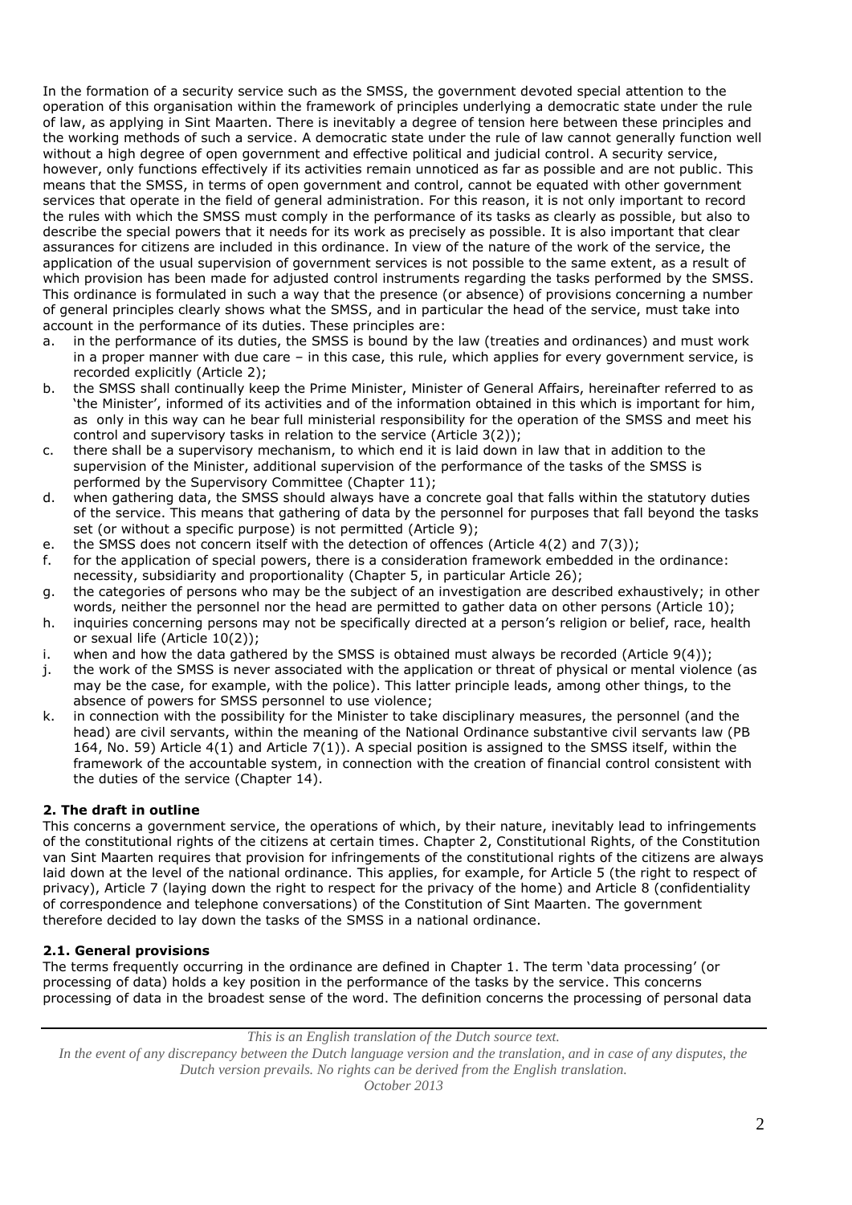In the formation of a security service such as the SMSS, the government devoted special attention to the operation of this organisation within the framework of principles underlying a democratic state under the rule of law, as applying in Sint Maarten. There is inevitably a degree of tension here between these principles and the working methods of such a service. A democratic state under the rule of law cannot generally function well without a high degree of open government and effective political and judicial control. A security service, however, only functions effectively if its activities remain unnoticed as far as possible and are not public. This means that the SMSS, in terms of open government and control, cannot be equated with other government services that operate in the field of general administration. For this reason, it is not only important to record the rules with which the SMSS must comply in the performance of its tasks as clearly as possible, but also to describe the special powers that it needs for its work as precisely as possible. It is also important that clear assurances for citizens are included in this ordinance. In view of the nature of the work of the service, the application of the usual supervision of government services is not possible to the same extent, as a result of which provision has been made for adjusted control instruments regarding the tasks performed by the SMSS. This ordinance is formulated in such a way that the presence (or absence) of provisions concerning a number of general principles clearly shows what the SMSS, and in particular the head of the service, must take into account in the performance of its duties. These principles are:

a. in the performance of its duties, the SMSS is bound by the law (treaties and ordinances) and must work in a proper manner with due care – in this case, this rule, which applies for every government service, is recorded explicitly (Article 2);
b. the SMSS shall continually keep the Prime Minister, Minister of General Affairs, hereinafter referred to as 'the Minister', informed of its activities and of the information obtained in this which is important for him, as only in this way can he bear full ministerial responsibility for the operation of the SMSS and meet his control and supervisory tasks in relation to the service (Article 3(2));
c. there shall be a supervisory mechanism, to which end it is laid down in law that in addition to the supervision of the Minister, additional supervision of the performance of the tasks of the SMSS is performed by the Supervisory Committee (Chapter 11);
d. when gathering data, the SMSS should always have a concrete goal that falls within the statutory duties of the service. This means that gathering of data by the personnel for purposes that fall beyond the tasks set (or without a specific purpose) is not permitted (Article 9);
e. the SMSS does not concern itself with the detection of offences (Article 4(2) and 7(3));
f. for the application of special powers, there is a consideration framework embedded in the ordinance: necessity, subsidiarity and proportionality (Chapter 5, in particular Article 26);
g. the categories of persons who may be the subject of an investigation are described exhaustively; in other words, neither the personnel nor the head are permitted to gather data on other persons (Article 10);
h. inquiries concerning persons may not be specifically directed at a person's religion or belief, race, health or sexual life (Article 10(2));
i. when and how the data gathered by the SMSS is obtained must always be recorded (Article 9(4));
j. the work of the SMSS is never associated with the application or threat of physical or mental violence (as may be the case, for example, with the police). This latter principle leads, among other things, to the absence of powers for SMSS personnel to use violence;
k. in connection with the possibility for the Minister to take disciplinary measures, the personnel (and the head) are civil servants, within the meaning of the National Ordinance substantive civil servants law (PB 164, No. 59) Article 4(1) and Article 7(1)). A special position is assigned to the SMSS itself, within the framework of the accountable system, in connection with the creation of financial control consistent with the duties of the service (Chapter 14).

### 2. The draft in outline

This concerns a government service, the operations of which, by their nature, inevitably lead to infringements of the constitutional rights of the citizens at certain times. Chapter 2, Constitutional Rights, of the Constitution van Sint Maarten requires that provision for infringements of the constitutional rights of the citizens are always laid down at the level of the national ordinance. This applies, for example, for Article 5 (the right to respect of privacy), Article 7 (laying down the right to respect for the privacy of the home) and Article 8 (confidentiality of correspondence and telephone conversations) of the Constitution of Sint Maarten. The government therefore decided to lay down the tasks of the SMSS in a national ordinance.

#### 2.1. General provisions

The terms frequently occurring in the ordinance are defined in Chapter 1. The term 'data processing' (or processing of data) holds a key position in the performance of the tasks by the service. This concerns processing of data in the broadest sense of the word. The definition concerns the processing of personal data

*This is an English translation of the Dutch source text.*
*In the event of any discrepancy between the Dutch language version and the translation, and in case of any disputes, the Dutch version prevails. No rights can be derived from the English translation.*
*October 2013*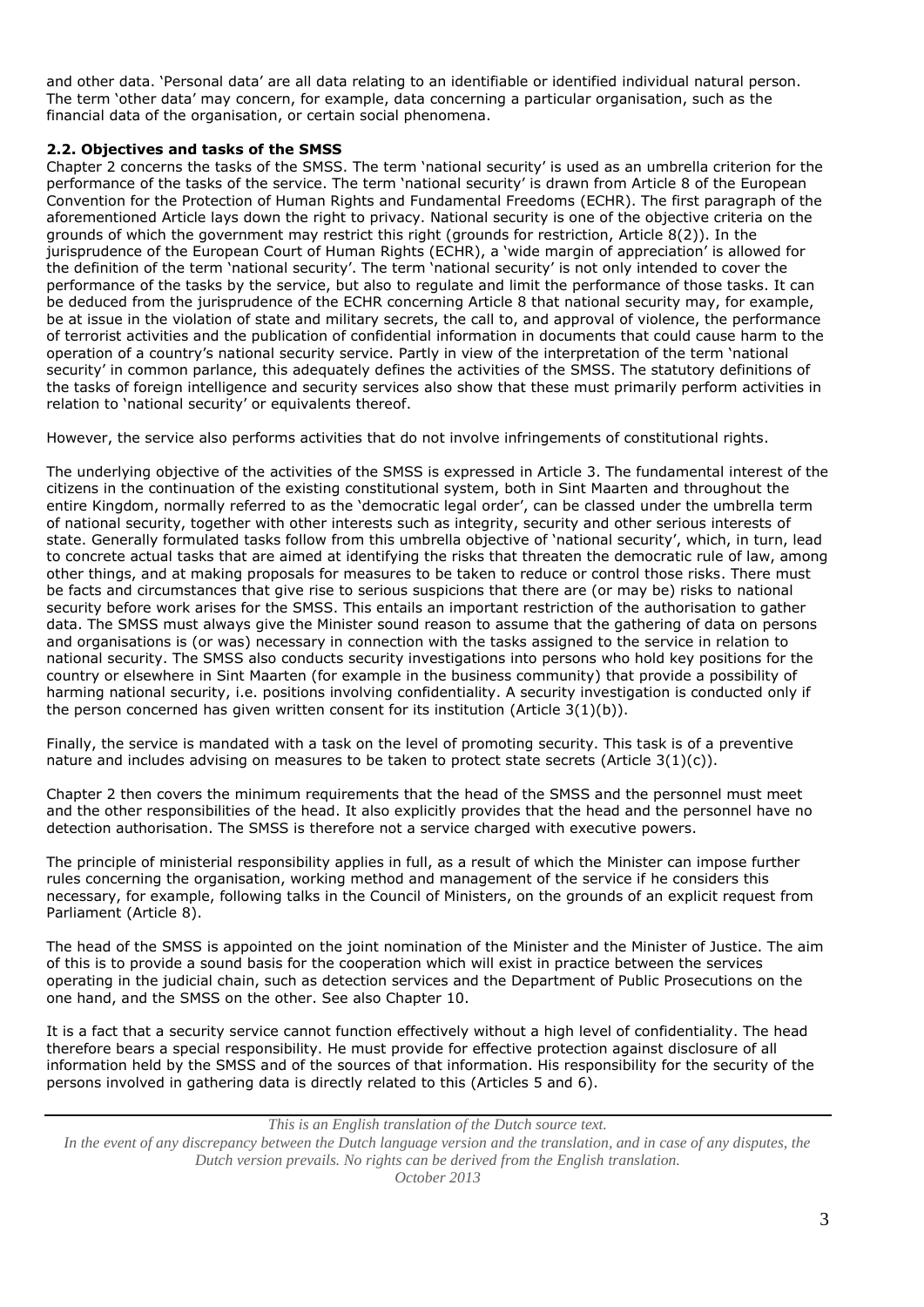and other data. 'Personal data' are all data relating to an identifiable or identified individual natural person. The term 'other data' may concern, for example, data concerning a particular organisation, such as the financial data of the organisation, or certain social phenomena.

**2.2. Objectives and tasks of the SMSS**

Chapter 2 concerns the tasks of the SMSS. The term 'national security' is used as an umbrella criterion for the performance of the tasks of the service. The term 'national security' is drawn from Article 8 of the European Convention for the Protection of Human Rights and Fundamental Freedoms (ECHR). The first paragraph of the aforementioned Article lays down the right to privacy. National security is one of the objective criteria on the grounds of which the government may restrict this right (grounds for restriction, Article 8(2)). In the jurisprudence of the European Court of Human Rights (ECHR), a 'wide margin of appreciation' is allowed for the definition of the term 'national security'. The term 'national security' is not only intended to cover the performance of the tasks by the service, but also to regulate and limit the performance of those tasks. It can be deduced from the jurisprudence of the ECHR concerning Article 8 that national security may, for example, be at issue in the violation of state and military secrets, the call to, and approval of violence, the performance of terrorist activities and the publication of confidential information in documents that could cause harm to the operation of a country's national security service. Partly in view of the interpretation of the term 'national security' in common parlance, this adequately defines the activities of the SMSS. The statutory definitions of the tasks of foreign intelligence and security services also show that these must primarily perform activities in relation to 'national security' or equivalents thereof.

However, the service also performs activities that do not involve infringements of constitutional rights.

The underlying objective of the activities of the SMSS is expressed in Article 3. The fundamental interest of the citizens in the continuation of the existing constitutional system, both in Sint Maarten and throughout the entire Kingdom, normally referred to as the 'democratic legal order', can be classed under the umbrella term of national security, together with other interests such as integrity, security and other serious interests of state. Generally formulated tasks follow from this umbrella objective of 'national security', which, in turn, lead to concrete actual tasks that are aimed at identifying the risks that threaten the democratic rule of law, among other things, and at making proposals for measures to be taken to reduce or control those risks. There must be facts and circumstances that give rise to serious suspicions that there are (or may be) risks to national security before work arises for the SMSS. This entails an important restriction of the authorisation to gather data. The SMSS must always give the Minister sound reason to assume that the gathering of data on persons and organisations is (or was) necessary in connection with the tasks assigned to the service in relation to national security. The SMSS also conducts security investigations into persons who hold key positions for the country or elsewhere in Sint Maarten (for example in the business community) that provide a possibility of harming national security, i.e. positions involving confidentiality. A security investigation is conducted only if the person concerned has given written consent for its institution (Article 3(1)(b)).

Finally, the service is mandated with a task on the level of promoting security. This task is of a preventive nature and includes advising on measures to be taken to protect state secrets (Article 3(1)(c)).

Chapter 2 then covers the minimum requirements that the head of the SMSS and the personnel must meet and the other responsibilities of the head. It also explicitly provides that the head and the personnel have no detection authorisation. The SMSS is therefore not a service charged with executive powers.

The principle of ministerial responsibility applies in full, as a result of which the Minister can impose further rules concerning the organisation, working method and management of the service if he considers this necessary, for example, following talks in the Council of Ministers, on the grounds of an explicit request from Parliament (Article 8).

The head of the SMSS is appointed on the joint nomination of the Minister and the Minister of Justice. The aim of this is to provide a sound basis for the cooperation which will exist in practice between the services operating in the judicial chain, such as detection services and the Department of Public Prosecutions on the one hand, and the SMSS on the other. See also Chapter 10.

It is a fact that a security service cannot function effectively without a high level of confidentiality. The head therefore bears a special responsibility. He must provide for effective protection against disclosure of all information held by the SMSS and of the sources of that information. His responsibility for the security of the persons involved in gathering data is directly related to this (Articles 5 and 6).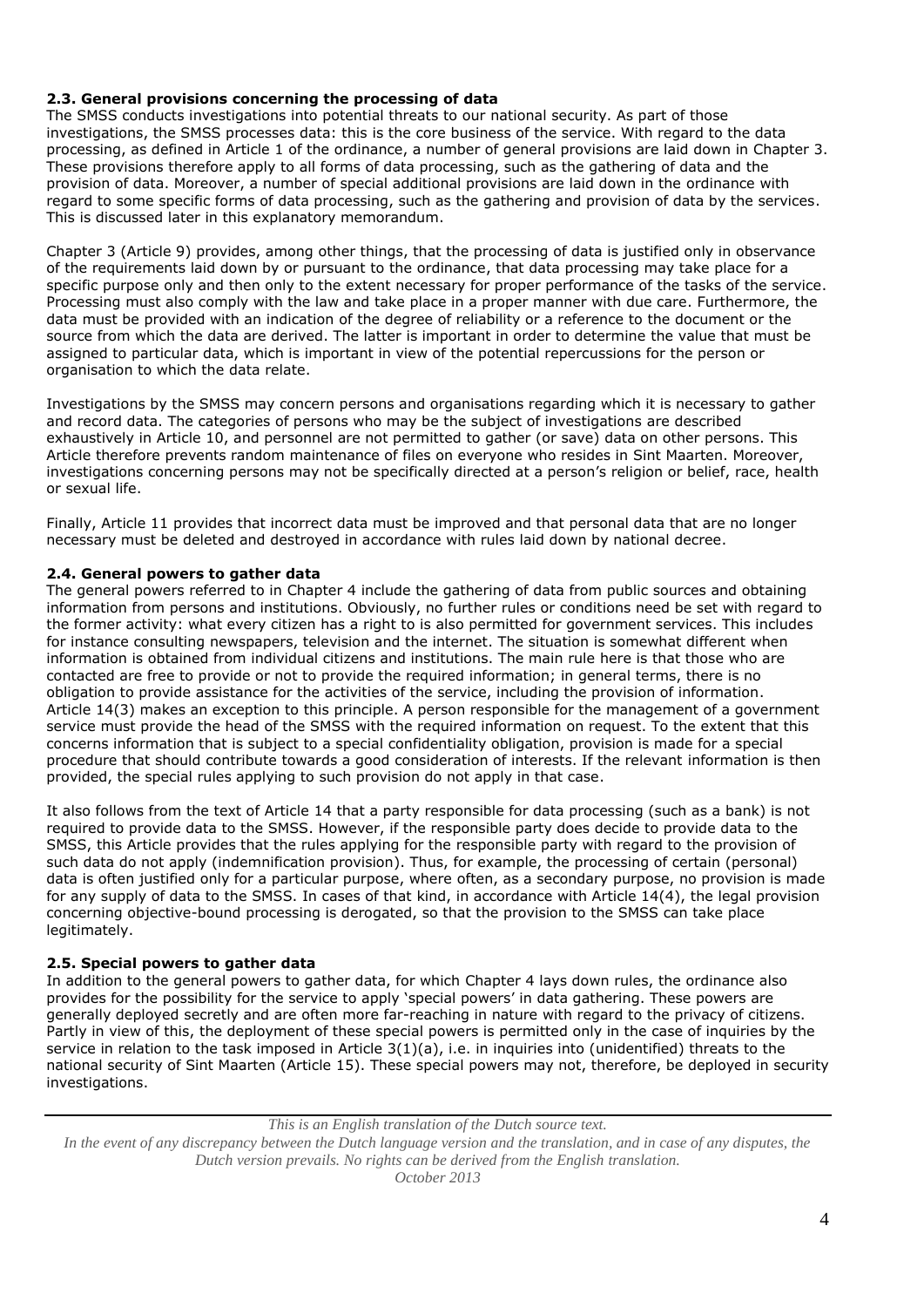### 2.3. General provisions concerning the processing of data

The SMSS conducts investigations into potential threats to our national security. As part of those investigations, the SMSS processes data: this is the core business of the service. With regard to the data processing, as defined in Article 1 of the ordinance, a number of general provisions are laid down in Chapter 3. These provisions therefore apply to all forms of data processing, such as the gathering of data and the provision of data. Moreover, a number of special additional provisions are laid down in the ordinance with regard to some specific forms of data processing, such as the gathering and provision of data by the services. This is discussed later in this explanatory memorandum.

Chapter 3 (Article 9) provides, among other things, that the processing of data is justified only in observance of the requirements laid down by or pursuant to the ordinance, that data processing may take place for a specific purpose only and then only to the extent necessary for proper performance of the tasks of the service. Processing must also comply with the law and take place in a proper manner with due care. Furthermore, the data must be provided with an indication of the degree of reliability or a reference to the document or the source from which the data are derived. The latter is important in order to determine the value that must be assigned to particular data, which is important in view of the potential repercussions for the person or organisation to which the data relate.

Investigations by the SMSS may concern persons and organisations regarding which it is necessary to gather and record data. The categories of persons who may be the subject of investigations are described exhaustively in Article 10, and personnel are not permitted to gather (or save) data on other persons. This Article therefore prevents random maintenance of files on everyone who resides in Sint Maarten. Moreover, investigations concerning persons may not be specifically directed at a person's religion or belief, race, health or sexual life.

Finally, Article 11 provides that incorrect data must be improved and that personal data that are no longer necessary must be deleted and destroyed in accordance with rules laid down by national decree.

### 2.4. General powers to gather data

The general powers referred to in Chapter 4 include the gathering of data from public sources and obtaining information from persons and institutions. Obviously, no further rules or conditions need be set with regard to the former activity: what every citizen has a right to is also permitted for government services. This includes for instance consulting newspapers, television and the internet. The situation is somewhat different when information is obtained from individual citizens and institutions. The main rule here is that those who are contacted are free to provide or not to provide the required information; in general terms, there is no obligation to provide assistance for the activities of the service, including the provision of information. Article 14(3) makes an exception to this principle. A person responsible for the management of a government service must provide the head of the SMSS with the required information on request. To the extent that this concerns information that is subject to a special confidentiality obligation, provision is made for a special procedure that should contribute towards a good consideration of interests. If the relevant information is then provided, the special rules applying to such provision do not apply in that case.

It also follows from the text of Article 14 that a party responsible for data processing (such as a bank) is not required to provide data to the SMSS. However, if the responsible party does decide to provide data to the SMSS, this Article provides that the rules applying for the responsible party with regard to the provision of such data do not apply (indemnification provision). Thus, for example, the processing of certain (personal) data is often justified only for a particular purpose, where often, as a secondary purpose, no provision is made for any supply of data to the SMSS. In cases of that kind, in accordance with Article 14(4), the legal provision concerning objective-bound processing is derogated, so that the provision to the SMSS can take place legitimately.

### 2.5. Special powers to gather data

In addition to the general powers to gather data, for which Chapter 4 lays down rules, the ordinance also provides for the possibility for the service to apply 'special powers' in data gathering. These powers are generally deployed secretly and are often more far-reaching in nature with regard to the privacy of citizens. Partly in view of this, the deployment of these special powers is permitted only in the case of inquiries by the service in relation to the task imposed in Article 3(1)(a), i.e. in inquiries into (unidentified) threats to the national security of Sint Maarten (Article 15). These special powers may not, therefore, be deployed in security investigations.

*This is an English translation of the Dutch source text.*
*In the event of any discrepancy between the Dutch language version and the translation, and in case of any disputes, the Dutch version prevails. No rights can be derived from the English translation.*
*October 2013*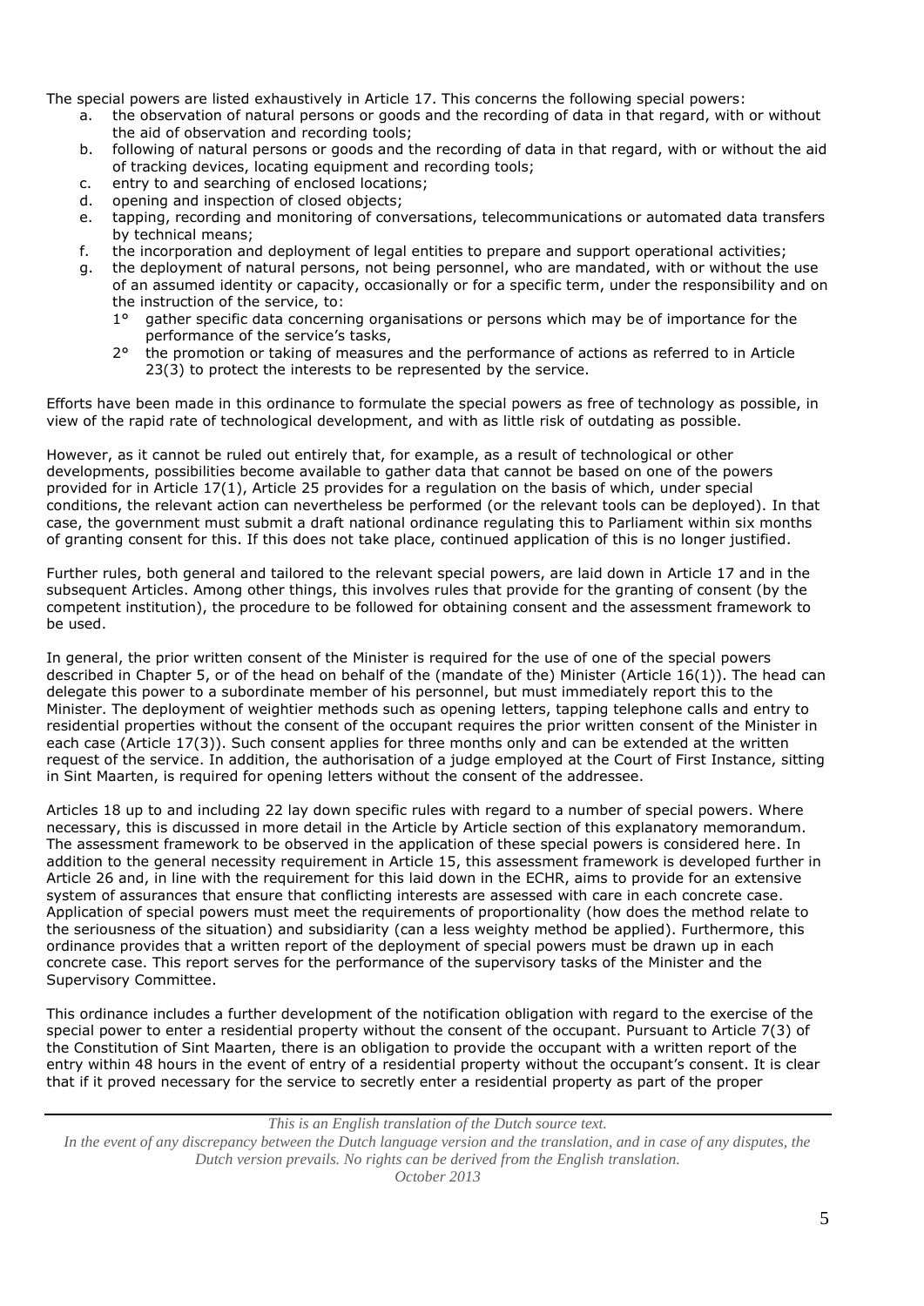The special powers are listed exhaustively in Article 17. This concerns the following special powers:

a. the observation of natural persons or goods and the recording of data in that regard, with or without the aid of observation and recording tools;
b. following of natural persons or goods and the recording of data in that regard, with or without the aid of tracking devices, locating equipment and recording tools;
c. entry to and searching of enclosed locations;
d. opening and inspection of closed objects;
e. tapping, recording and monitoring of conversations, telecommunications or automated data transfers by technical means;
f. the incorporation and deployment of legal entities to prepare and support operational activities;
g. the deployment of natural persons, not being personnel, who are mandated, with or without the use of an assumed identity or capacity, occasionally or for a specific term, under the responsibility and on the instruction of the service, to:
   1° gather specific data concerning organisations or persons which may be of importance for the performance of the service's tasks,
   2° the promotion or taking of measures and the performance of actions as referred to in Article 23(3) to protect the interests to be represented by the service.

Efforts have been made in this ordinance to formulate the special powers as free of technology as possible, in view of the rapid rate of technological development, and with as little risk of outdating as possible.

However, as it cannot be ruled out entirely that, for example, as a result of technological or other developments, possibilities become available to gather data that cannot be based on one of the powers provided for in Article 17(1), Article 25 provides for a regulation on the basis of which, under special conditions, the relevant action can nevertheless be performed (or the relevant tools can be deployed). In that case, the government must submit a draft national ordinance regulating this to Parliament within six months of granting consent for this. If this does not take place, continued application of this is no longer justified.

Further rules, both general and tailored to the relevant special powers, are laid down in Article 17 and in the subsequent Articles. Among other things, this involves rules that provide for the granting of consent (by the competent institution), the procedure to be followed for obtaining consent and the assessment framework to be used.

In general, the prior written consent of the Minister is required for the use of one of the special powers described in Chapter 5, or of the head on behalf of the (mandate of the) Minister (Article 16(1)). The head can delegate this power to a subordinate member of his personnel, but must immediately report this to the Minister. The deployment of weightier methods such as opening letters, tapping telephone calls and entry to residential properties without the consent of the occupant requires the prior written consent of the Minister in each case (Article 17(3)). Such consent applies for three months only and can be extended at the written request of the service. In addition, the authorisation of a judge employed at the Court of First Instance, sitting in Sint Maarten, is required for opening letters without the consent of the addressee.

Articles 18 up to and including 22 lay down specific rules with regard to a number of special powers. Where necessary, this is discussed in more detail in the Article by Article section of this explanatory memorandum. The assessment framework to be observed in the application of these special powers is considered here. In addition to the general necessity requirement in Article 15, this assessment framework is developed further in Article 26 and, in line with the requirement for this laid down in the ECHR, aims to provide for an extensive system of assurances that ensure that conflicting interests are assessed with care in each concrete case. Application of special powers must meet the requirements of proportionality (how does the method relate to the seriousness of the situation) and subsidiarity (can a less weighty method be applied). Furthermore, this ordinance provides that a written report of the deployment of special powers must be drawn up in each concrete case. This report serves for the performance of the supervisory tasks of the Minister and the Supervisory Committee.

This ordinance includes a further development of the notification obligation with regard to the exercise of the special power to enter a residential property without the consent of the occupant. Pursuant to Article 7(3) of the Constitution of Sint Maarten, there is an obligation to provide the occupant with a written report of the entry within 48 hours in the event of entry of a residential property without the occupant's consent. It is clear that if it proved necessary for the service to secretly enter a residential property as part of the proper

*This is an English translation of the Dutch source text.*
*In the event of any discrepancy between the Dutch language version and the translation, and in case of any disputes, the Dutch version prevails. No rights can be derived from the English translation.*
*October 2013*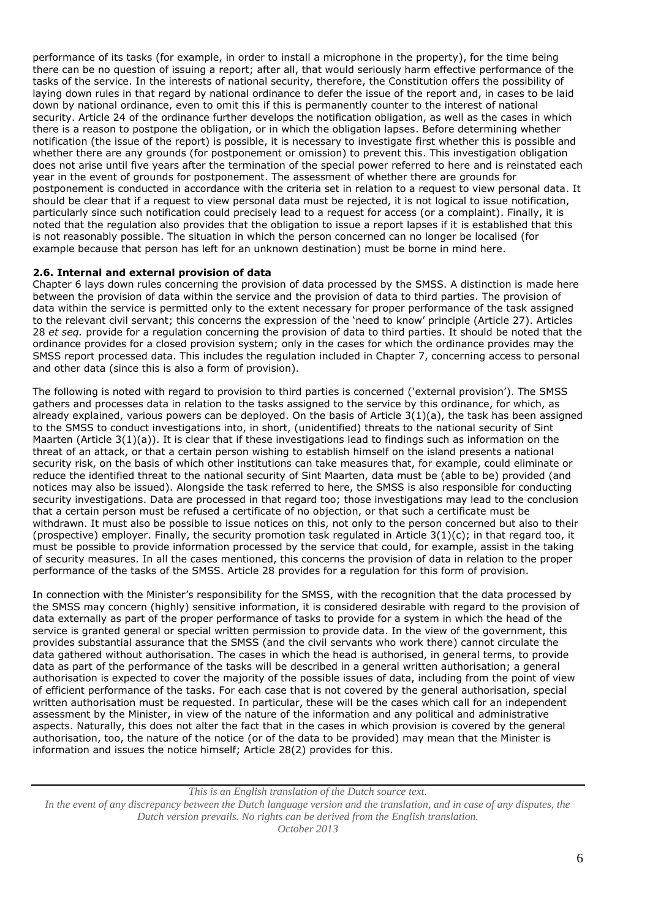performance of its tasks (for example, in order to install a microphone in the property), for the time being there can be no question of issuing a report; after all, that would seriously harm effective performance of the tasks of the service. In the interests of national security, therefore, the Constitution offers the possibility of laying down rules in that regard by national ordinance to defer the issue of the report and, in cases to be laid down by national ordinance, even to omit this if this is permanently counter to the interest of national security. Article 24 of the ordinance further develops the notification obligation, as well as the cases in which there is a reason to postpone the obligation, or in which the obligation lapses. Before determining whether notification (the issue of the report) is possible, it is necessary to investigate first whether this is possible and whether there are any grounds (for postponement or omission) to prevent this. This investigation obligation does not arise until five years after the termination of the special power referred to here and is reinstated each year in the event of grounds for postponement. The assessment of whether there are grounds for postponement is conducted in accordance with the criteria set in relation to a request to view personal data. It should be clear that if a request to view personal data must be rejected, it is not logical to issue notification, particularly since such notification could precisely lead to a request for access (or a complaint). Finally, it is noted that the regulation also provides that the obligation to issue a report lapses if it is established that this is not reasonably possible. The situation in which the person concerned can no longer be localised (for example because that person has left for an unknown destination) must be borne in mind here.

**2.6. Internal and external provision of data**

Chapter 6 lays down rules concerning the provision of data processed by the SMSS. A distinction is made here between the provision of data within the service and the provision of data to third parties. The provision of data within the service is permitted only to the extent necessary for proper performance of the task assigned to the relevant civil servant; this concerns the expression of the 'need to know' principle (Article 27). Articles 28 *et seq.* provide for a regulation concerning the provision of data to third parties. It should be noted that the ordinance provides for a closed provision system; only in the cases for which the ordinance provides may the SMSS report processed data. This includes the regulation included in Chapter 7, concerning access to personal and other data (since this is also a form of provision).

The following is noted with regard to provision to third parties is concerned ('external provision'). The SMSS gathers and processes data in relation to the tasks assigned to the service by this ordinance, for which, as already explained, various powers can be deployed. On the basis of Article 3(1)(a), the task has been assigned to the SMSS to conduct investigations into, in short, (unidentified) threats to the national security of Sint Maarten (Article 3(1)(a)). It is clear that if these investigations lead to findings such as information on the threat of an attack, or that a certain person wishing to establish himself on the island presents a national security risk, on the basis of which other institutions can take measures that, for example, could eliminate or reduce the identified threat to the national security of Sint Maarten, data must be (able to be) provided (and notices may also be issued). Alongside the task referred to here, the SMSS is also responsible for conducting security investigations. Data are processed in that regard too; those investigations may lead to the conclusion that a certain person must be refused a certificate of no objection, or that such a certificate must be withdrawn. It must also be possible to issue notices on this, not only to the person concerned but also to their (prospective) employer. Finally, the security promotion task regulated in Article 3(1)(c); in that regard too, it must be possible to provide information processed by the service that could, for example, assist in the taking of security measures. In all the cases mentioned, this concerns the provision of data in relation to the proper performance of the tasks of the SMSS. Article 28 provides for a regulation for this form of provision.

In connection with the Minister's responsibility for the SMSS, with the recognition that the data processed by the SMSS may concern (highly) sensitive information, it is considered desirable with regard to the provision of data externally as part of the proper performance of tasks to provide for a system in which the head of the service is granted general or special written permission to provide data. In the view of the government, this provides substantial assurance that the SMSS (and the civil servants who work there) cannot circulate the data gathered without authorisation. The cases in which the head is authorised, in general terms, to provide data as part of the performance of the tasks will be described in a general written authorisation; a general authorisation is expected to cover the majority of the possible issues of data, including from the point of view of efficient performance of the tasks. For each case that is not covered by the general authorisation, special written authorisation must be requested. In particular, these will be the cases which call for an independent assessment by the Minister, in view of the nature of the information and any political and administrative aspects. Naturally, this does not alter the fact that in the cases in which provision is covered by the general authorisation, too, the nature of the notice (or of the data to be provided) may mean that the Minister is information and issues the notice himself; Article 28(2) provides for this.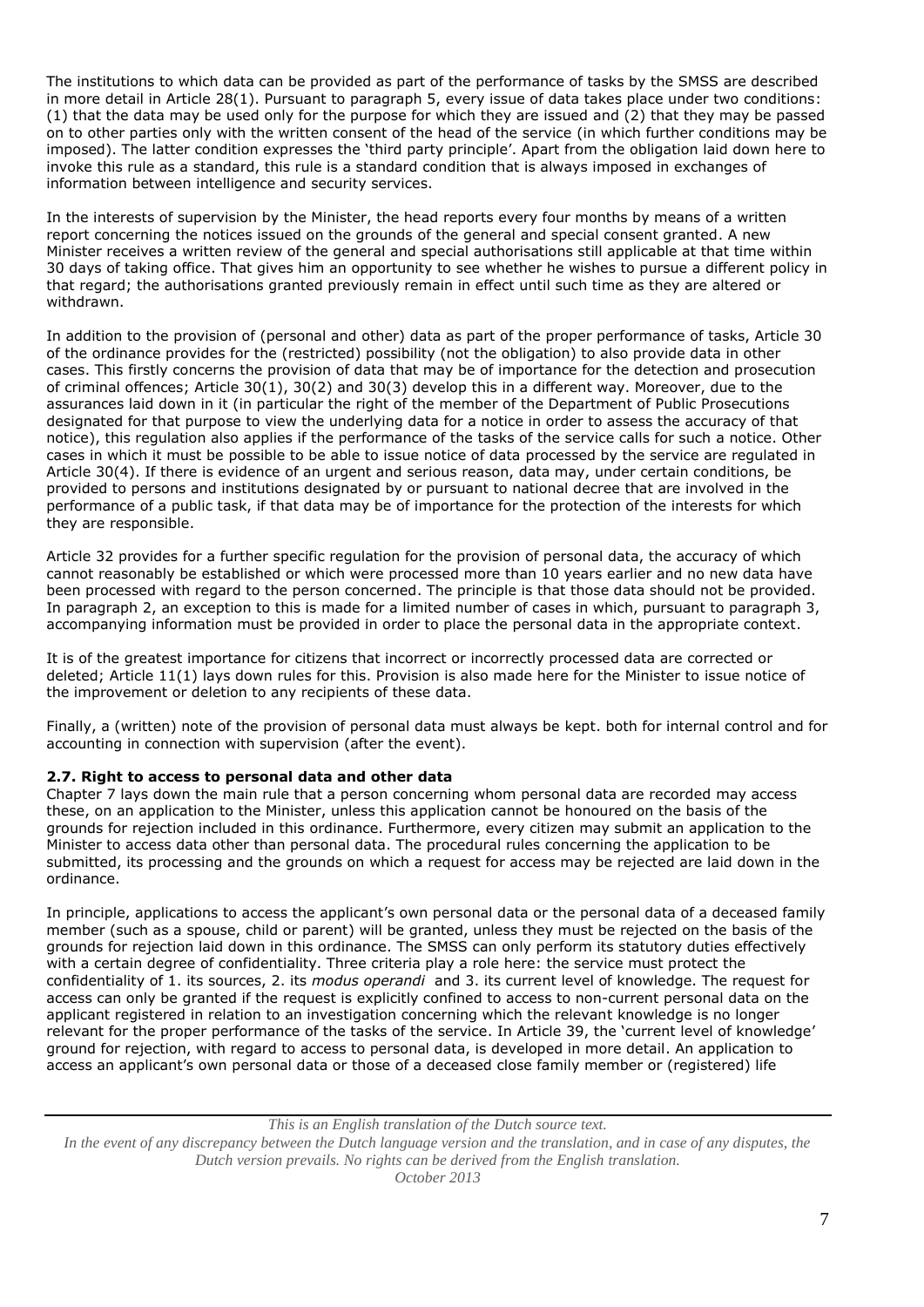The institutions to which data can be provided as part of the performance of tasks by the SMSS are described in more detail in Article 28(1). Pursuant to paragraph 5, every issue of data takes place under two conditions: (1) that the data may be used only for the purpose for which they are issued and (2) that they may be passed on to other parties only with the written consent of the head of the service (in which further conditions may be imposed). The latter condition expresses the 'third party principle'. Apart from the obligation laid down here to invoke this rule as a standard, this rule is a standard condition that is always imposed in exchanges of information between intelligence and security services.

In the interests of supervision by the Minister, the head reports every four months by means of a written report concerning the notices issued on the grounds of the general and special consent granted. A new Minister receives a written review of the general and special authorisations still applicable at that time within 30 days of taking office. That gives him an opportunity to see whether he wishes to pursue a different policy in that regard; the authorisations granted previously remain in effect until such time as they are altered or withdrawn.

In addition to the provision of (personal and other) data as part of the proper performance of tasks, Article 30 of the ordinance provides for the (restricted) possibility (not the obligation) to also provide data in other cases. This firstly concerns the provision of data that may be of importance for the detection and prosecution of criminal offences; Article 30(1), 30(2) and 30(3) develop this in a different way. Moreover, due to the assurances laid down in it (in particular the right of the member of the Department of Public Prosecutions designated for that purpose to view the underlying data for a notice in order to assess the accuracy of that notice), this regulation also applies if the performance of the tasks of the service calls for such a notice. Other cases in which it must be possible to be able to issue notice of data processed by the service are regulated in Article 30(4). If there is evidence of an urgent and serious reason, data may, under certain conditions, be provided to persons and institutions designated by or pursuant to national decree that are involved in the performance of a public task, if that data may be of importance for the protection of the interests for which they are responsible.

Article 32 provides for a further specific regulation for the provision of personal data, the accuracy of which cannot reasonably be established or which were processed more than 10 years earlier and no new data have been processed with regard to the person concerned. The principle is that those data should not be provided. In paragraph 2, an exception to this is made for a limited number of cases in which, pursuant to paragraph 3, accompanying information must be provided in order to place the personal data in the appropriate context.

It is of the greatest importance for citizens that incorrect or incorrectly processed data are corrected or deleted; Article 11(1) lays down rules for this. Provision is also made here for the Minister to issue notice of the improvement or deletion to any recipients of these data.

Finally, a (written) note of the provision of personal data must always be kept. both for internal control and for accounting in connection with supervision (after the event).

### 2.7. Right to access to personal data and other data

Chapter 7 lays down the main rule that a person concerning whom personal data are recorded may access these, on an application to the Minister, unless this application cannot be honoured on the basis of the grounds for rejection included in this ordinance. Furthermore, every citizen may submit an application to the Minister to access data other than personal data. The procedural rules concerning the application to be submitted, its processing and the grounds on which a request for access may be rejected are laid down in the ordinance.

In principle, applications to access the applicant's own personal data or the personal data of a deceased family member (such as a spouse, child or parent) will be granted, unless they must be rejected on the basis of the grounds for rejection laid down in this ordinance. The SMSS can only perform its statutory duties effectively with a certain degree of confidentiality. Three criteria play a role here: the service must protect the confidentiality of 1. its sources, 2. its *modus operandi* and 3. its current level of knowledge. The request for access can only be granted if the request is explicitly confined to access to non-current personal data on the applicant registered in relation to an investigation concerning which the relevant knowledge is no longer relevant for the proper performance of the tasks of the service. In Article 39, the 'current level of knowledge' ground for rejection, with regard to access to personal data, is developed in more detail. An application to access an applicant's own personal data or those of a deceased close family member or (registered) life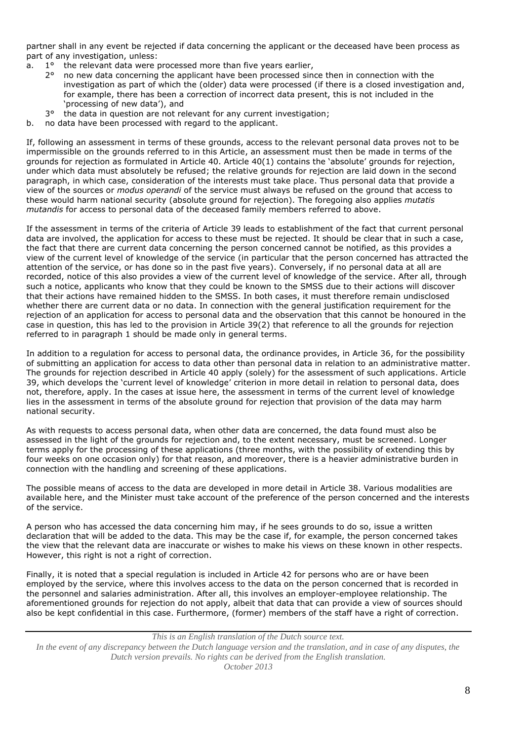partner shall in any event be rejected if data concerning the applicant or the deceased have been process as part of any investigation, unless:

a. 1° the relevant data were processed more than five years earlier,
   2° no new data concerning the applicant have been processed since then in connection with the investigation as part of which the (older) data were processed (if there is a closed investigation and, for example, there has been a correction of incorrect data present, this is not included in the 'processing of new data'), and
   3° the data in question are not relevant for any current investigation;
b. no data have been processed with regard to the applicant.

If, following an assessment in terms of these grounds, access to the relevant personal data proves not to be impermissible on the grounds referred to in this Article, an assessment must then be made in terms of the grounds for rejection as formulated in Article 40. Article 40(1) contains the 'absolute' grounds for rejection, under which data must absolutely be refused; the relative grounds for rejection are laid down in the second paragraph, in which case, consideration of the interests must take place. Thus personal data that provide a view of the sources or *modus operandi* of the service must always be refused on the ground that access to these would harm national security (absolute ground for rejection). The foregoing also applies *mutatis mutandis* for access to personal data of the deceased family members referred to above.

If the assessment in terms of the criteria of Article 39 leads to establishment of the fact that current personal data are involved, the application for access to these must be rejected. It should be clear that in such a case, the fact that there are current data concerning the person concerned cannot be notified, as this provides a view of the current level of knowledge of the service (in particular that the person concerned has attracted the attention of the service, or has done so in the past five years). Conversely, if no personal data at all are recorded, notice of this also provides a view of the current level of knowledge of the service. After all, through such a notice, applicants who know that they could be known to the SMSS due to their actions will discover that their actions have remained hidden to the SMSS. In both cases, it must therefore remain undisclosed whether there are current data or no data. In connection with the general justification requirement for the rejection of an application for access to personal data and the observation that this cannot be honoured in the case in question, this has led to the provision in Article 39(2) that reference to all the grounds for rejection referred to in paragraph 1 should be made only in general terms.

In addition to a regulation for access to personal data, the ordinance provides, in Article 36, for the possibility of submitting an application for access to data other than personal data in relation to an administrative matter. The grounds for rejection described in Article 40 apply (solely) for the assessment of such applications. Article 39, which develops the 'current level of knowledge' criterion in more detail in relation to personal data, does not, therefore, apply. In the cases at issue here, the assessment in terms of the current level of knowledge lies in the assessment in terms of the absolute ground for rejection that provision of the data may harm national security.

As with requests to access personal data, when other data are concerned, the data found must also be assessed in the light of the grounds for rejection and, to the extent necessary, must be screened. Longer terms apply for the processing of these applications (three months, with the possibility of extending this by four weeks on one occasion only) for that reason, and moreover, there is a heavier administrative burden in connection with the handling and screening of these applications.

The possible means of access to the data are developed in more detail in Article 38. Various modalities are available here, and the Minister must take account of the preference of the person concerned and the interests of the service.

A person who has accessed the data concerning him may, if he sees grounds to do so, issue a written declaration that will be added to the data. This may be the case if, for example, the person concerned takes the view that the relevant data are inaccurate or wishes to make his views on these known in other respects. However, this right is not a right of correction.

Finally, it is noted that a special regulation is included in Article 42 for persons who are or have been employed by the service, where this involves access to the data on the person concerned that is recorded in the personnel and salaries administration. After all, this involves an employer-employee relationship. The aforementioned grounds for rejection do not apply, albeit that data that can provide a view of sources should also be kept confidential in this case. Furthermore, (former) members of the staff have a right of correction.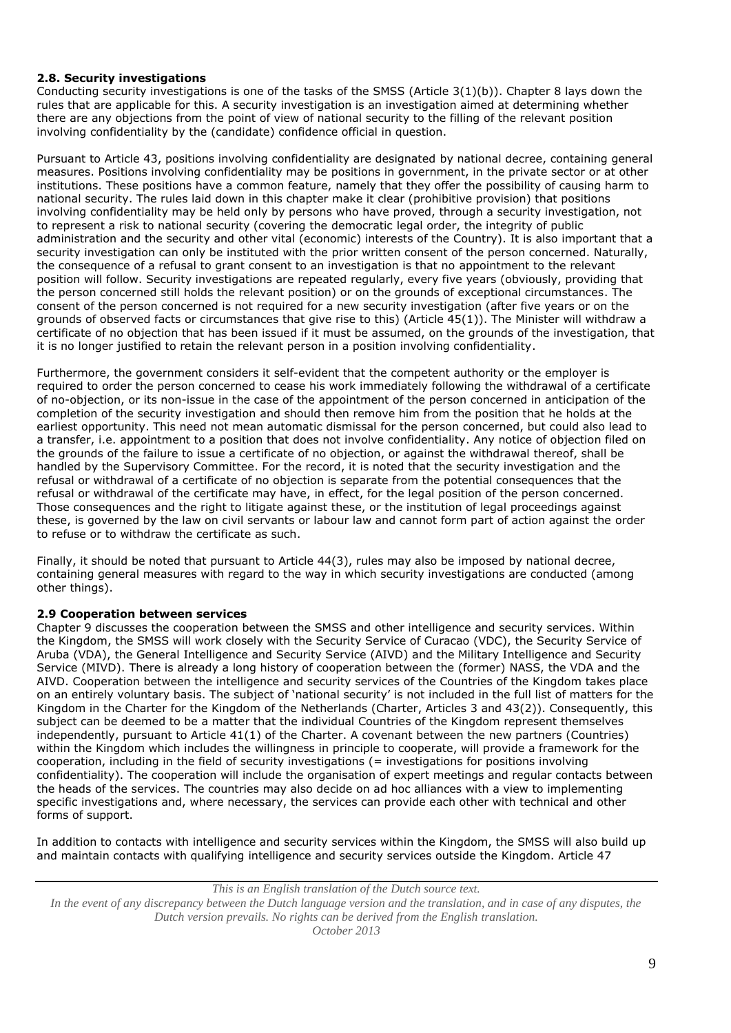### 2.8. Security investigations

Conducting security investigations is one of the tasks of the SMSS (Article 3(1)(b)). Chapter 8 lays down the rules that are applicable for this. A security investigation is an investigation aimed at determining whether there are any objections from the point of view of national security to the filling of the relevant position involving confidentiality by the (candidate) confidence official in question.

Pursuant to Article 43, positions involving confidentiality are designated by national decree, containing general measures. Positions involving confidentiality may be positions in government, in the private sector or at other institutions. These positions have a common feature, namely that they offer the possibility of causing harm to national security. The rules laid down in this chapter make it clear (prohibitive provision) that positions involving confidentiality may be held only by persons who have proved, through a security investigation, not to represent a risk to national security (covering the democratic legal order, the integrity of public administration and the security and other vital (economic) interests of the Country). It is also important that a security investigation can only be instituted with the prior written consent of the person concerned. Naturally, the consequence of a refusal to grant consent to an investigation is that no appointment to the relevant position will follow. Security investigations are repeated regularly, every five years (obviously, providing that the person concerned still holds the relevant position) or on the grounds of exceptional circumstances. The consent of the person concerned is not required for a new security investigation (after five years or on the grounds of observed facts or circumstances that give rise to this) (Article 45(1)). The Minister will withdraw a certificate of no objection that has been issued if it must be assumed, on the grounds of the investigation, that it is no longer justified to retain the relevant person in a position involving confidentiality.

Furthermore, the government considers it self-evident that the competent authority or the employer is required to order the person concerned to cease his work immediately following the withdrawal of a certificate of no-objection, or its non-issue in the case of the appointment of the person concerned in anticipation of the completion of the security investigation and should then remove him from the position that he holds at the earliest opportunity. This need not mean automatic dismissal for the person concerned, but could also lead to a transfer, i.e. appointment to a position that does not involve confidentiality. Any notice of objection filed on the grounds of the failure to issue a certificate of no objection, or against the withdrawal thereof, shall be handled by the Supervisory Committee. For the record, it is noted that the security investigation and the refusal or withdrawal of a certificate of no objection is separate from the potential consequences that the refusal or withdrawal of the certificate may have, in effect, for the legal position of the person concerned. Those consequences and the right to litigate against these, or the institution of legal proceedings against these, is governed by the law on civil servants or labour law and cannot form part of action against the order to refuse or to withdraw the certificate as such.

Finally, it should be noted that pursuant to Article 44(3), rules may also be imposed by national decree, containing general measures with regard to the way in which security investigations are conducted (among other things).

### 2.9 Cooperation between services

Chapter 9 discusses the cooperation between the SMSS and other intelligence and security services. Within the Kingdom, the SMSS will work closely with the Security Service of Curacao (VDC), the Security Service of Aruba (VDA), the General Intelligence and Security Service (AIVD) and the Military Intelligence and Security Service (MIVD). There is already a long history of cooperation between the (former) NASS, the VDA and the AIVD. Cooperation between the intelligence and security services of the Countries of the Kingdom takes place on an entirely voluntary basis. The subject of 'national security' is not included in the full list of matters for the Kingdom in the Charter for the Kingdom of the Netherlands (Charter, Articles 3 and 43(2)). Consequently, this subject can be deemed to be a matter that the individual Countries of the Kingdom represent themselves independently, pursuant to Article 41(1) of the Charter. A covenant between the new partners (Countries) within the Kingdom which includes the willingness in principle to cooperate, will provide a framework for the cooperation, including in the field of security investigations (= investigations for positions involving confidentiality). The cooperation will include the organisation of expert meetings and regular contacts between the heads of the services. The countries may also decide on ad hoc alliances with a view to implementing specific investigations and, where necessary, the services can provide each other with technical and other forms of support.

In addition to contacts with intelligence and security services within the Kingdom, the SMSS will also build up and maintain contacts with qualifying intelligence and security services outside the Kingdom. Article 47

*This is an English translation of the Dutch source text.*
*In the event of any discrepancy between the Dutch language version and the translation, and in case of any disputes, the Dutch version prevails. No rights can be derived from the English translation.*
*October 2013*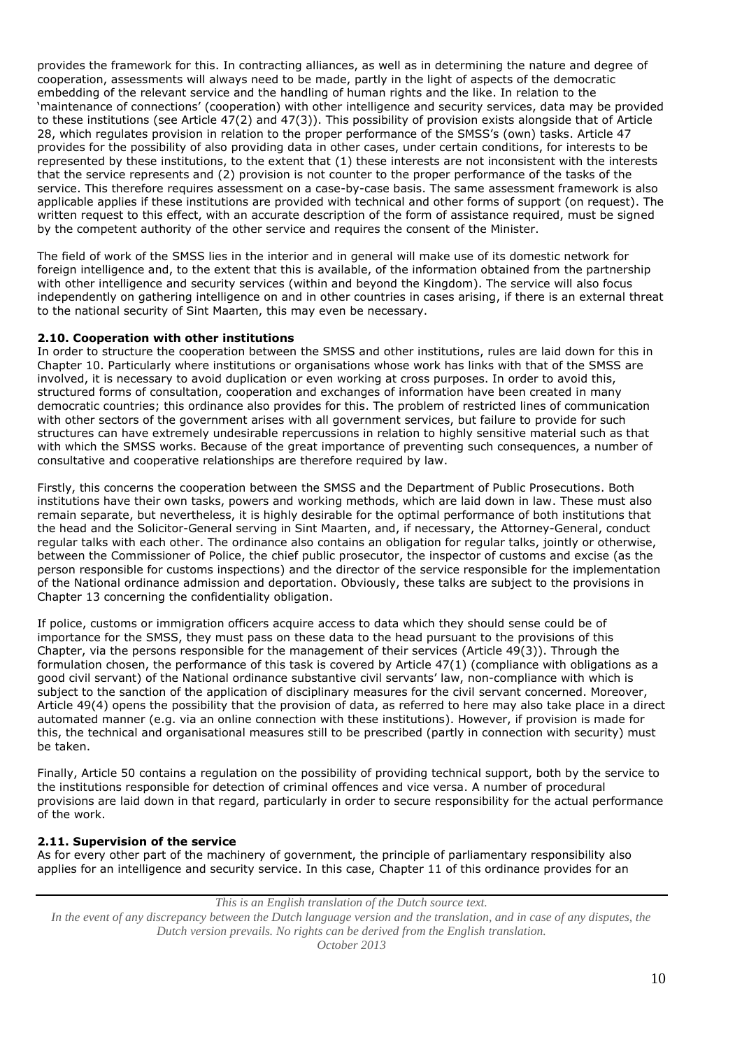provides the framework for this. In contracting alliances, as well as in determining the nature and degree of cooperation, assessments will always need to be made, partly in the light of aspects of the democratic embedding of the relevant service and the handling of human rights and the like. In relation to the 'maintenance of connections' (cooperation) with other intelligence and security services, data may be provided to these institutions (see Article 47(2) and 47(3)). This possibility of provision exists alongside that of Article 28, which regulates provision in relation to the proper performance of the SMSS's (own) tasks. Article 47 provides for the possibility of also providing data in other cases, under certain conditions, for interests to be represented by these institutions, to the extent that (1) these interests are not inconsistent with the interests that the service represents and (2) provision is not counter to the proper performance of the tasks of the service. This therefore requires assessment on a case-by-case basis. The same assessment framework is also applicable applies if these institutions are provided with technical and other forms of support (on request). The written request to this effect, with an accurate description of the form of assistance required, must be signed by the competent authority of the other service and requires the consent of the Minister.

The field of work of the SMSS lies in the interior and in general will make use of its domestic network for foreign intelligence and, to the extent that this is available, of the information obtained from the partnership with other intelligence and security services (within and beyond the Kingdom). The service will also focus independently on gathering intelligence on and in other countries in cases arising, if there is an external threat to the national security of Sint Maarten, this may even be necessary.

### 2.10. Cooperation with other institutions

In order to structure the cooperation between the SMSS and other institutions, rules are laid down for this in Chapter 10. Particularly where institutions or organisations whose work has links with that of the SMSS are involved, it is necessary to avoid duplication or even working at cross purposes. In order to avoid this, structured forms of consultation, cooperation and exchanges of information have been created in many democratic countries; this ordinance also provides for this. The problem of restricted lines of communication with other sectors of the government arises with all government services, but failure to provide for such structures can have extremely undesirable repercussions in relation to highly sensitive material such as that with which the SMSS works. Because of the great importance of preventing such consequences, a number of consultative and cooperative relationships are therefore required by law.

Firstly, this concerns the cooperation between the SMSS and the Department of Public Prosecutions. Both institutions have their own tasks, powers and working methods, which are laid down in law. These must also remain separate, but nevertheless, it is highly desirable for the optimal performance of both institutions that the head and the Solicitor-General serving in Sint Maarten, and, if necessary, the Attorney-General, conduct regular talks with each other. The ordinance also contains an obligation for regular talks, jointly or otherwise, between the Commissioner of Police, the chief public prosecutor, the inspector of customs and excise (as the person responsible for customs inspections) and the director of the service responsible for the implementation of the National ordinance admission and deportation. Obviously, these talks are subject to the provisions in Chapter 13 concerning the confidentiality obligation.

If police, customs or immigration officers acquire access to data which they should sense could be of importance for the SMSS, they must pass on these data to the head pursuant to the provisions of this Chapter, via the persons responsible for the management of their services (Article 49(3)). Through the formulation chosen, the performance of this task is covered by Article 47(1) (compliance with obligations as a good civil servant) of the National ordinance substantive civil servants' law, non-compliance with which is subject to the sanction of the application of disciplinary measures for the civil servant concerned. Moreover, Article 49(4) opens the possibility that the provision of data, as referred to here may also take place in a direct automated manner (e.g. via an online connection with these institutions). However, if provision is made for this, the technical and organisational measures still to be prescribed (partly in connection with security) must be taken.

Finally, Article 50 contains a regulation on the possibility of providing technical support, both by the service to the institutions responsible for detection of criminal offences and vice versa. A number of procedural provisions are laid down in that regard, particularly in order to secure responsibility for the actual performance of the work.

### 2.11. Supervision of the service

As for every other part of the machinery of government, the principle of parliamentary responsibility also applies for an intelligence and security service. In this case, Chapter 11 of this ordinance provides for an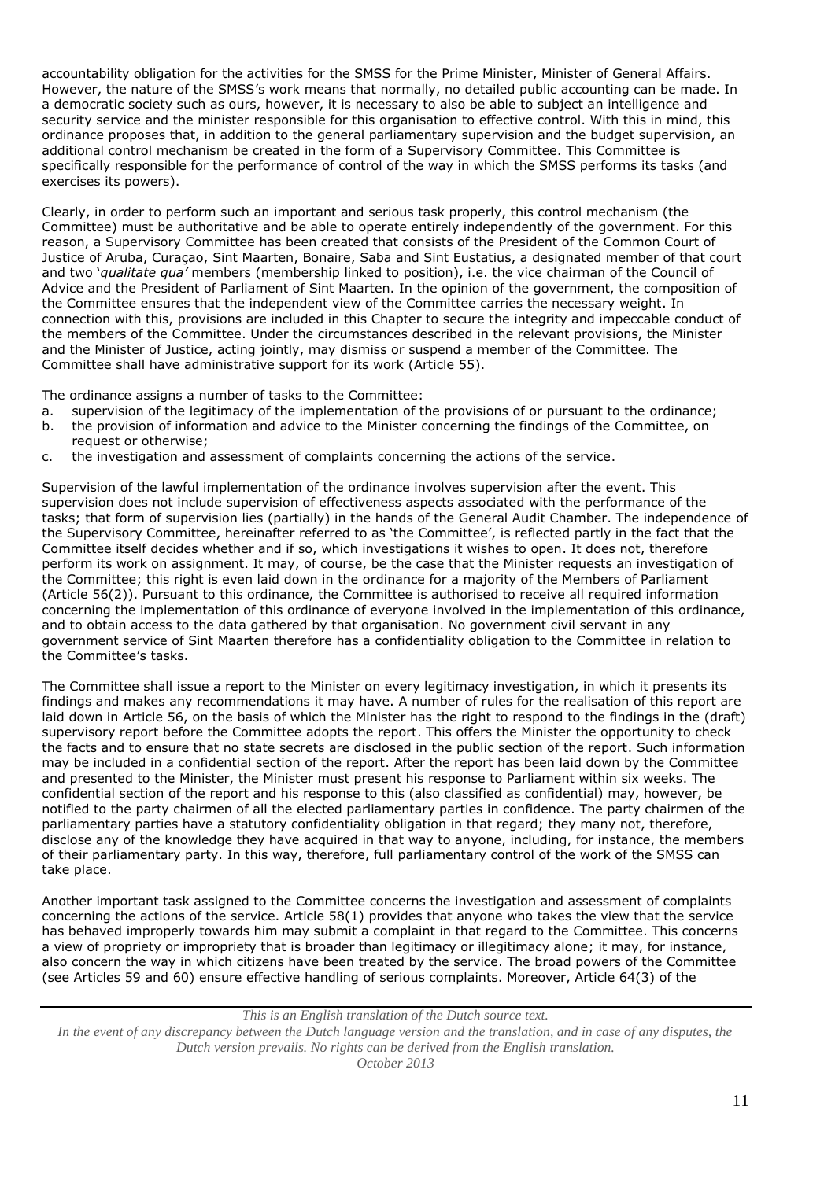accountability obligation for the activities for the SMSS for the Prime Minister, Minister of General Affairs. However, the nature of the SMSS's work means that normally, no detailed public accounting can be made. In a democratic society such as ours, however, it is necessary to also be able to subject an intelligence and security service and the minister responsible for this organisation to effective control. With this in mind, this ordinance proposes that, in addition to the general parliamentary supervision and the budget supervision, an additional control mechanism be created in the form of a Supervisory Committee. This Committee is specifically responsible for the performance of control of the way in which the SMSS performs its tasks (and exercises its powers).

Clearly, in order to perform such an important and serious task properly, this control mechanism (the Committee) must be authoritative and be able to operate entirely independently of the government. For this reason, a Supervisory Committee has been created that consists of the President of the Common Court of Justice of Aruba, Curaçao, Sint Maarten, Bonaire, Saba and Sint Eustatius, a designated member of that court and two '*qualitate qua'* members (membership linked to position), i.e. the vice chairman of the Council of Advice and the President of Parliament of Sint Maarten. In the opinion of the government, the composition of the Committee ensures that the independent view of the Committee carries the necessary weight. In connection with this, provisions are included in this Chapter to secure the integrity and impeccable conduct of the members of the Committee. Under the circumstances described in the relevant provisions, the Minister and the Minister of Justice, acting jointly, may dismiss or suspend a member of the Committee. The Committee shall have administrative support for its work (Article 55).

The ordinance assigns a number of tasks to the Committee:

a. supervision of the legitimacy of the implementation of the provisions of or pursuant to the ordinance;
b. the provision of information and advice to the Minister concerning the findings of the Committee, on request or otherwise;
c. the investigation and assessment of complaints concerning the actions of the service.

Supervision of the lawful implementation of the ordinance involves supervision after the event. This supervision does not include supervision of effectiveness aspects associated with the performance of the tasks; that form of supervision lies (partially) in the hands of the General Audit Chamber. The independence of the Supervisory Committee, hereinafter referred to as 'the Committee', is reflected partly in the fact that the Committee itself decides whether and if so, which investigations it wishes to open. It does not, therefore perform its work on assignment. It may, of course, be the case that the Minister requests an investigation of the Committee; this right is even laid down in the ordinance for a majority of the Members of Parliament (Article 56(2)). Pursuant to this ordinance, the Committee is authorised to receive all required information concerning the implementation of this ordinance of everyone involved in the implementation of this ordinance, and to obtain access to the data gathered by that organisation. No government civil servant in any government service of Sint Maarten therefore has a confidentiality obligation to the Committee in relation to the Committee's tasks.

The Committee shall issue a report to the Minister on every legitimacy investigation, in which it presents its findings and makes any recommendations it may have. A number of rules for the realisation of this report are laid down in Article 56, on the basis of which the Minister has the right to respond to the findings in the (draft) supervisory report before the Committee adopts the report. This offers the Minister the opportunity to check the facts and to ensure that no state secrets are disclosed in the public section of the report. Such information may be included in a confidential section of the report. After the report has been laid down by the Committee and presented to the Minister, the Minister must present his response to Parliament within six weeks. The confidential section of the report and his response to this (also classified as confidential) may, however, be notified to the party chairmen of all the elected parliamentary parties in confidence. The party chairmen of the parliamentary parties have a statutory confidentiality obligation in that regard; they many not, therefore, disclose any of the knowledge they have acquired in that way to anyone, including, for instance, the members of their parliamentary party. In this way, therefore, full parliamentary control of the work of the SMSS can take place.

Another important task assigned to the Committee concerns the investigation and assessment of complaints concerning the actions of the service. Article 58(1) provides that anyone who takes the view that the service has behaved improperly towards him may submit a complaint in that regard to the Committee. This concerns a view of propriety or impropriety that is broader than legitimacy or illegitimacy alone; it may, for instance, also concern the way in which citizens have been treated by the service. The broad powers of the Committee (see Articles 59 and 60) ensure effective handling of serious complaints. Moreover, Article 64(3) of the

*This is an English translation of the Dutch source text.*
*In the event of any discrepancy between the Dutch language version and the translation, and in case of any disputes, the Dutch version prevails. No rights can be derived from the English translation.*
*October 2013*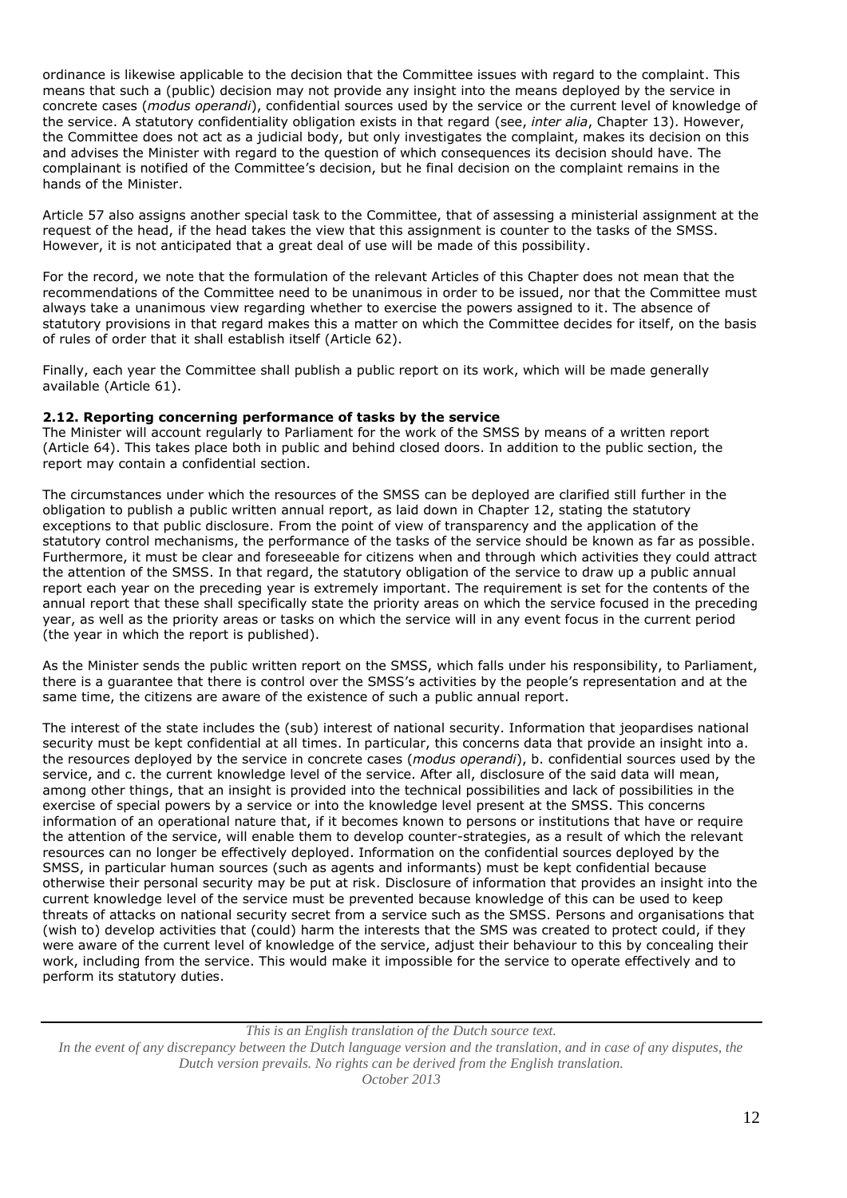ordinance is likewise applicable to the decision that the Committee issues with regard to the complaint. This means that such a (public) decision may not provide any insight into the means deployed by the service in concrete cases (*modus operandi*), confidential sources used by the service or the current level of knowledge of the service. A statutory confidentiality obligation exists in that regard (see, *inter alia*, Chapter 13). However, the Committee does not act as a judicial body, but only investigates the complaint, makes its decision on this and advises the Minister with regard to the question of which consequences its decision should have. The complainant is notified of the Committee's decision, but he final decision on the complaint remains in the hands of the Minister.

Article 57 also assigns another special task to the Committee, that of assessing a ministerial assignment at the request of the head, if the head takes the view that this assignment is counter to the tasks of the SMSS. However, it is not anticipated that a great deal of use will be made of this possibility.

For the record, we note that the formulation of the relevant Articles of this Chapter does not mean that the recommendations of the Committee need to be unanimous in order to be issued, nor that the Committee must always take a unanimous view regarding whether to exercise the powers assigned to it. The absence of statutory provisions in that regard makes this a matter on which the Committee decides for itself, on the basis of rules of order that it shall establish itself (Article 62).

Finally, each year the Committee shall publish a public report on its work, which will be made generally available (Article 61).

### 2.12. Reporting concerning performance of tasks by the service

The Minister will account regularly to Parliament for the work of the SMSS by means of a written report (Article 64). This takes place both in public and behind closed doors. In addition to the public section, the report may contain a confidential section.

The circumstances under which the resources of the SMSS can be deployed are clarified still further in the obligation to publish a public written annual report, as laid down in Chapter 12, stating the statutory exceptions to that public disclosure. From the point of view of transparency and the application of the statutory control mechanisms, the performance of the tasks of the service should be known as far as possible. Furthermore, it must be clear and foreseeable for citizens when and through which activities they could attract the attention of the SMSS. In that regard, the statutory obligation of the service to draw up a public annual report each year on the preceding year is extremely important. The requirement is set for the contents of the annual report that these shall specifically state the priority areas on which the service focused in the preceding year, as well as the priority areas or tasks on which the service will in any event focus in the current period (the year in which the report is published).

As the Minister sends the public written report on the SMSS, which falls under his responsibility, to Parliament, there is a guarantee that there is control over the SMSS's activities by the people's representation and at the same time, the citizens are aware of the existence of such a public annual report.

The interest of the state includes the (sub) interest of national security. Information that jeopardises national security must be kept confidential at all times. In particular, this concerns data that provide an insight into a. the resources deployed by the service in concrete cases (*modus operandi*), b. confidential sources used by the service, and c. the current knowledge level of the service. After all, disclosure of the said data will mean, among other things, that an insight is provided into the technical possibilities and lack of possibilities in the exercise of special powers by a service or into the knowledge level present at the SMSS. This concerns information of an operational nature that, if it becomes known to persons or institutions that have or require the attention of the service, will enable them to develop counter-strategies, as a result of which the relevant resources can no longer be effectively deployed. Information on the confidential sources deployed by the SMSS, in particular human sources (such as agents and informants) must be kept confidential because otherwise their personal security may be put at risk. Disclosure of information that provides an insight into the current knowledge level of the service must be prevented because knowledge of this can be used to keep threats of attacks on national security secret from a service such as the SMSS. Persons and organisations that (wish to) develop activities that (could) harm the interests that the SMS was created to protect could, if they were aware of the current level of knowledge of the service, adjust their behaviour to this by concealing their work, including from the service. This would make it impossible for the service to operate effectively and to perform its statutory duties.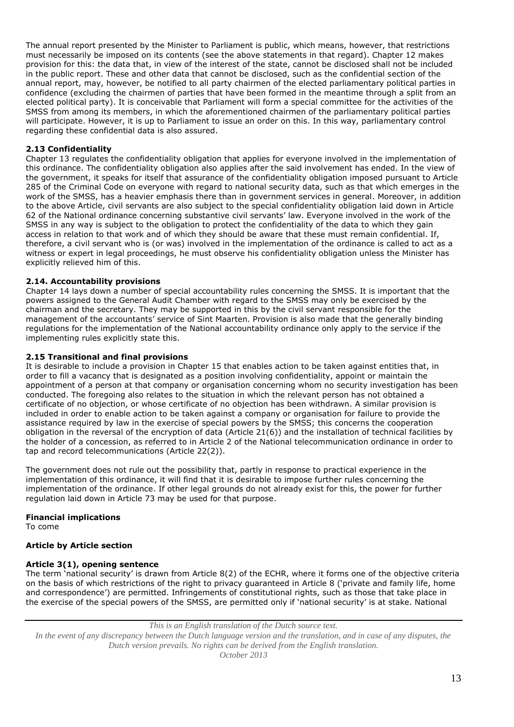The annual report presented by the Minister to Parliament is public, which means, however, that restrictions must necessarily be imposed on its contents (see the above statements in that regard). Chapter 12 makes provision for this: the data that, in view of the interest of the state, cannot be disclosed shall not be included in the public report. These and other data that cannot be disclosed, such as the confidential section of the annual report, may, however, be notified to all party chairmen of the elected parliamentary political parties in confidence (excluding the chairmen of parties that have been formed in the meantime through a split from an elected political party). It is conceivable that Parliament will form a special committee for the activities of the SMSS from among its members, in which the aforementioned chairmen of the parliamentary political parties will participate. However, it is up to Parliament to issue an order on this. In this way, parliamentary control regarding these confidential data is also assured.

### 2.13 Confidentiality

Chapter 13 regulates the confidentiality obligation that applies for everyone involved in the implementation of this ordinance. The confidentiality obligation also applies after the said involvement has ended. In the view of the government, it speaks for itself that assurance of the confidentiality obligation imposed pursuant to Article 285 of the Criminal Code on everyone with regard to national security data, such as that which emerges in the work of the SMSS, has a heavier emphasis there than in government services in general. Moreover, in addition to the above Article, civil servants are also subject to the special confidentiality obligation laid down in Article 62 of the National ordinance concerning substantive civil servants' law. Everyone involved in the work of the SMSS in any way is subject to the obligation to protect the confidentiality of the data to which they gain access in relation to that work and of which they should be aware that these must remain confidential. If, therefore, a civil servant who is (or was) involved in the implementation of the ordinance is called to act as a witness or expert in legal proceedings, he must observe his confidentiality obligation unless the Minister has explicitly relieved him of this.

### 2.14. Accountability provisions

Chapter 14 lays down a number of special accountability rules concerning the SMSS. It is important that the powers assigned to the General Audit Chamber with regard to the SMSS may only be exercised by the chairman and the secretary. They may be supported in this by the civil servant responsible for the management of the accountants' service of Sint Maarten. Provision is also made that the generally binding regulations for the implementation of the National accountability ordinance only apply to the service if the implementing rules explicitly state this.

### 2.15 Transitional and final provisions

It is desirable to include a provision in Chapter 15 that enables action to be taken against entities that, in order to fill a vacancy that is designated as a position involving confidentiality, appoint or maintain the appointment of a person at that company or organisation concerning whom no security investigation has been conducted. The foregoing also relates to the situation in which the relevant person has not obtained a certificate of no objection, or whose certificate of no objection has been withdrawn. A similar provision is included in order to enable action to be taken against a company or organisation for failure to provide the assistance required by law in the exercise of special powers by the SMSS; this concerns the cooperation obligation in the reversal of the encryption of data (Article 21(6)) and the installation of technical facilities by the holder of a concession, as referred to in Article 2 of the National telecommunication ordinance in order to tap and record telecommunications (Article 22(2)).

The government does not rule out the possibility that, partly in response to practical experience in the implementation of this ordinance, it will find that it is desirable to impose further rules concerning the implementation of the ordinance. If other legal grounds do not already exist for this, the power for further regulation laid down in Article 73 may be used for that purpose.

### Financial implications

To come

### Article by Article section

#### Article 3(1), opening sentence

The term 'national security' is drawn from Article 8(2) of the ECHR, where it forms one of the objective criteria on the basis of which restrictions of the right to privacy guaranteed in Article 8 ('private and family life, home and correspondence') are permitted. Infringements of constitutional rights, such as those that take place in the exercise of the special powers of the SMSS, are permitted only if 'national security' is at stake. National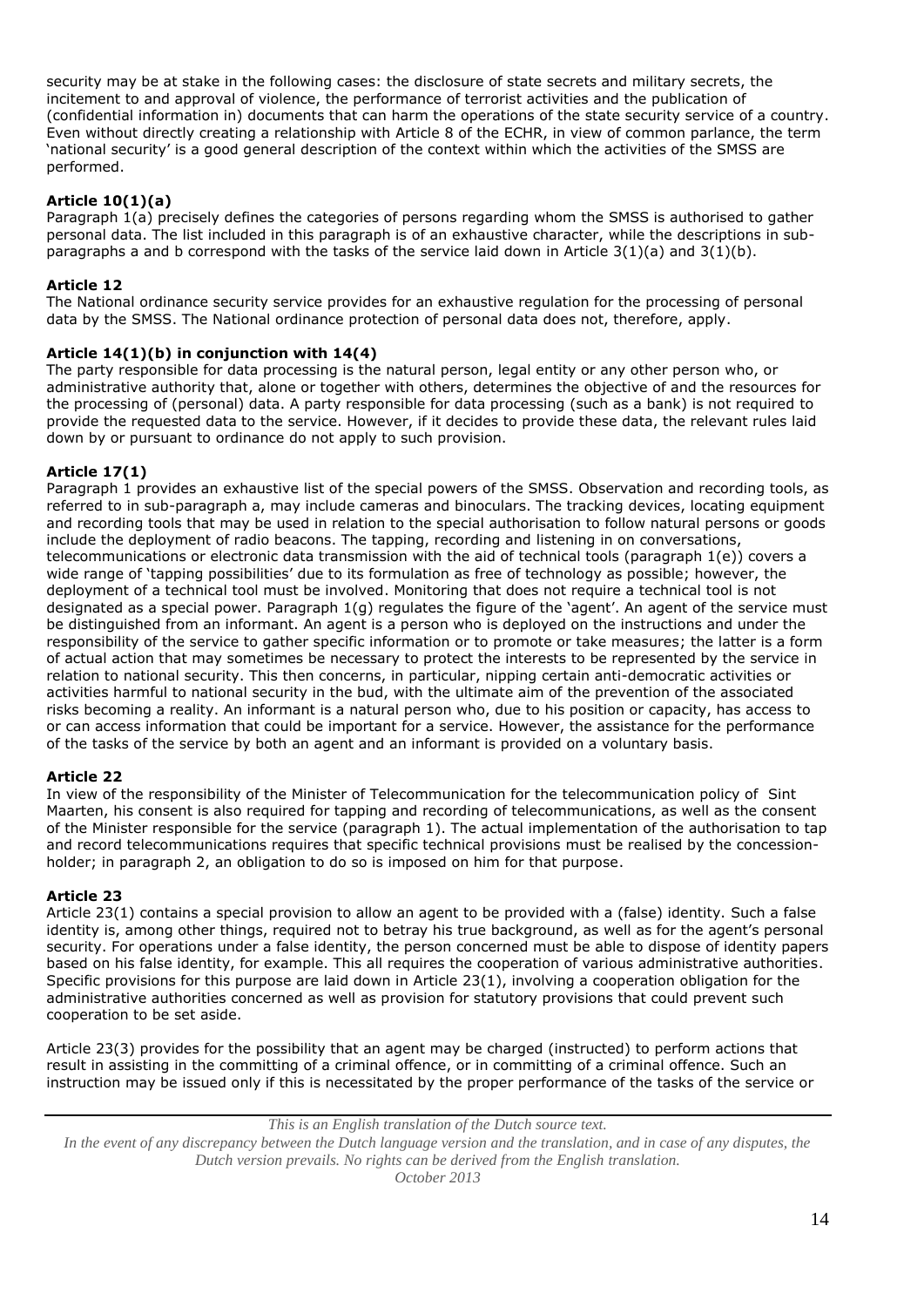security may be at stake in the following cases: the disclosure of state secrets and military secrets, the incitement to and approval of violence, the performance of terrorist activities and the publication of (confidential information in) documents that can harm the operations of the state security service of a country. Even without directly creating a relationship with Article 8 of the ECHR, in view of common parlance, the term 'national security' is a good general description of the context within which the activities of the SMSS are performed.

**Article 10(1)(a)**
Paragraph 1(a) precisely defines the categories of persons regarding whom the SMSS is authorised to gather personal data. The list included in this paragraph is of an exhaustive character, while the descriptions in sub-paragraphs a and b correspond with the tasks of the service laid down in Article 3(1)(a) and 3(1)(b).

**Article 12**
The National ordinance security service provides for an exhaustive regulation for the processing of personal data by the SMSS. The National ordinance protection of personal data does not, therefore, apply.

**Article 14(1)(b) in conjunction with 14(4)**
The party responsible for data processing is the natural person, legal entity or any other person who, or administrative authority that, alone or together with others, determines the objective of and the resources for the processing of (personal) data. A party responsible for data processing (such as a bank) is not required to provide the requested data to the service. However, if it decides to provide these data, the relevant rules laid down by or pursuant to ordinance do not apply to such provision.

**Article 17(1)**
Paragraph 1 provides an exhaustive list of the special powers of the SMSS. Observation and recording tools, as referred to in sub-paragraph a, may include cameras and binoculars. The tracking devices, locating equipment and recording tools that may be used in relation to the special authorisation to follow natural persons or goods include the deployment of radio beacons. The tapping, recording and listening in on conversations, telecommunications or electronic data transmission with the aid of technical tools (paragraph 1(e)) covers a wide range of 'tapping possibilities' due to its formulation as free of technology as possible; however, the deployment of a technical tool must be involved. Monitoring that does not require a technical tool is not designated as a special power. Paragraph 1(g) regulates the figure of the 'agent'. An agent of the service must be distinguished from an informant. An agent is a person who is deployed on the instructions and under the responsibility of the service to gather specific information or to promote or take measures; the latter is a form of actual action that may sometimes be necessary to protect the interests to be represented by the service in relation to national security. This then concerns, in particular, nipping certain anti-democratic activities or activities harmful to national security in the bud, with the ultimate aim of the prevention of the associated risks becoming a reality. An informant is a natural person who, due to his position or capacity, has access to or can access information that could be important for a service. However, the assistance for the performance of the tasks of the service by both an agent and an informant is provided on a voluntary basis.

**Article 22**
In view of the responsibility of the Minister of Telecommunication for the telecommunication policy of Sint Maarten, his consent is also required for tapping and recording of telecommunications, as well as the consent of the Minister responsible for the service (paragraph 1). The actual implementation of the authorisation to tap and record telecommunications requires that specific technical provisions must be realised by the concession-holder; in paragraph 2, an obligation to do so is imposed on him for that purpose.

**Article 23**
Article 23(1) contains a special provision to allow an agent to be provided with a (false) identity. Such a false identity is, among other things, required not to betray his true background, as well as for the agent's personal security. For operations under a false identity, the person concerned must be able to dispose of identity papers based on his false identity, for example. This all requires the cooperation of various administrative authorities. Specific provisions for this purpose are laid down in Article 23(1), involving a cooperation obligation for the administrative authorities concerned as well as provision for statutory provisions that could prevent such cooperation to be set aside.

Article 23(3) provides for the possibility that an agent may be charged (instructed) to perform actions that result in assisting in the committing of a criminal offence, or in committing of a criminal offence. Such an instruction may be issued only if this is necessitated by the proper performance of the tasks of the service or

*This is an English translation of the Dutch source text.*
*In the event of any discrepancy between the Dutch language version and the translation, and in case of any disputes, the Dutch version prevails. No rights can be derived from the English translation.*
*October 2013*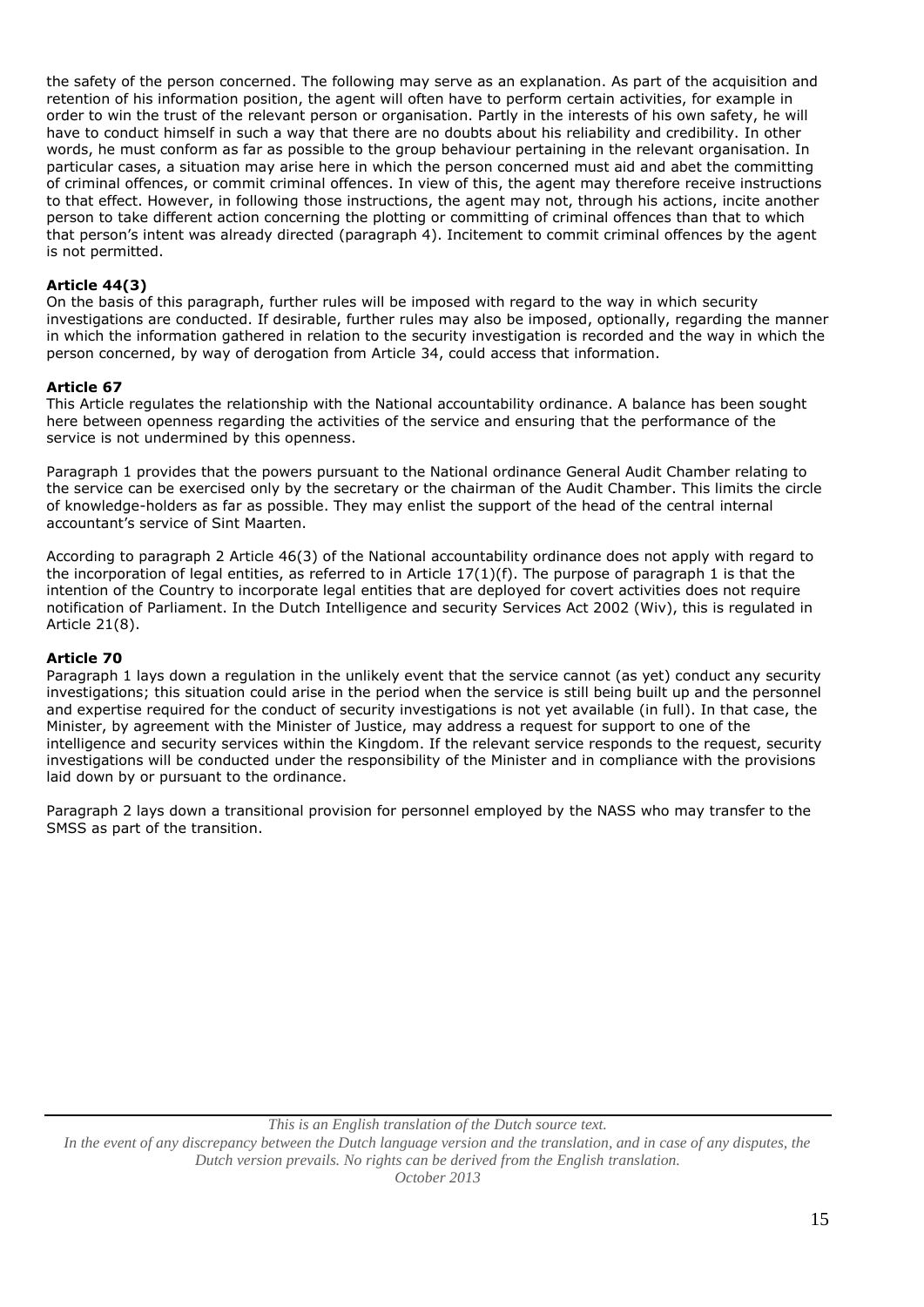the safety of the person concerned. The following may serve as an explanation. As part of the acquisition and retention of his information position, the agent will often have to perform certain activities, for example in order to win the trust of the relevant person or organisation. Partly in the interests of his own safety, he will have to conduct himself in such a way that there are no doubts about his reliability and credibility. In other words, he must conform as far as possible to the group behaviour pertaining in the relevant organisation. In particular cases, a situation may arise here in which the person concerned must aid and abet the committing of criminal offences, or commit criminal offences. In view of this, the agent may therefore receive instructions to that effect. However, in following those instructions, the agent may not, through his actions, incite another person to take different action concerning the plotting or committing of criminal offences than that to which that person's intent was already directed (paragraph 4). Incitement to commit criminal offences by the agent is not permitted.

**Article 44(3)**
On the basis of this paragraph, further rules will be imposed with regard to the way in which security investigations are conducted. If desirable, further rules may also be imposed, optionally, regarding the manner in which the information gathered in relation to the security investigation is recorded and the way in which the person concerned, by way of derogation from Article 34, could access that information.

**Article 67**
This Article regulates the relationship with the National accountability ordinance. A balance has been sought here between openness regarding the activities of the service and ensuring that the performance of the service is not undermined by this openness.

Paragraph 1 provides that the powers pursuant to the National ordinance General Audit Chamber relating to the service can be exercised only by the secretary or the chairman of the Audit Chamber. This limits the circle of knowledge-holders as far as possible. They may enlist the support of the head of the central internal accountant's service of Sint Maarten.

According to paragraph 2 Article 46(3) of the National accountability ordinance does not apply with regard to the incorporation of legal entities, as referred to in Article 17(1)(f). The purpose of paragraph 1 is that the intention of the Country to incorporate legal entities that are deployed for covert activities does not require notification of Parliament. In the Dutch Intelligence and security Services Act 2002 (Wiv), this is regulated in Article 21(8).

**Article 70**
Paragraph 1 lays down a regulation in the unlikely event that the service cannot (as yet) conduct any security investigations; this situation could arise in the period when the service is still being built up and the personnel and expertise required for the conduct of security investigations is not yet available (in full). In that case, the Minister, by agreement with the Minister of Justice, may address a request for support to one of the intelligence and security services within the Kingdom. If the relevant service responds to the request, security investigations will be conducted under the responsibility of the Minister and in compliance with the provisions laid down by or pursuant to the ordinance.

Paragraph 2 lays down a transitional provision for personnel employed by the NASS who may transfer to the SMSS as part of the transition.

*This is an English translation of the Dutch source text.*
*In the event of any discrepancy between the Dutch language version and the translation, and in case of any disputes, the Dutch version prevails. No rights can be derived from the English translation.*
*October 2013*